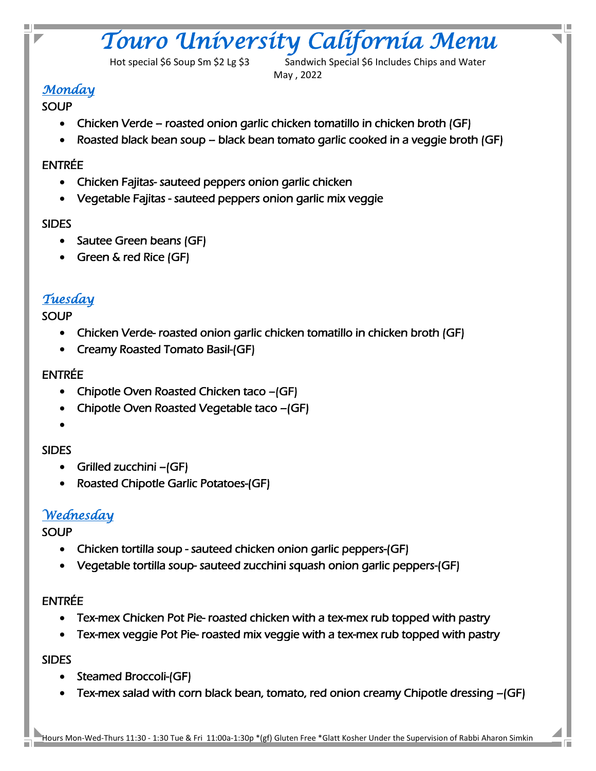# *Touro University California Menu*

Hot special $6 Soup Sm $2 Lg $3 Sandwich Special $6 Includes Chips and Water

May , 2022

## *Monday*

SOUP

- Chicken Verde – roasted onion garlic chicken tomatillo in chicken broth (GF)
- Roasted black bean soup – black bean tomato garlic cooked in a veggie broth (GF)

ENTRÉE

- Chicken Fajitas- sauteed peppers onion garlic chicken
- Vegetable Fajitas - sauteed peppers onion garlic mix veggie

SIDES

- Sautee Green beans (GF)
- Green & red Rice (GF)

## *Tuesday*

SOUP

- Chicken Verde- roasted onion garlic chicken tomatillo in chicken broth (GF)
- Creamy Roasted Tomato Basil-(GF)

ENTRÉE

- Chipotle Oven Roasted Chicken taco –(GF)
- Chipotle Oven Roasted Vegetable taco –(GF)
- 

SIDES

- Grilled zucchini –(GF)
- Roasted Chipotle Garlic Potatoes-(GF)

## *Wednesday*

SOUP

- Chicken tortilla soup - sauteed chicken onion garlic peppers-(GF)
- Vegetable tortilla soup- sauteed zucchini squash onion garlic peppers-(GF)

ENTRÉE

- Tex-mex Chicken Pot Pie- roasted chicken with a tex-mex rub topped with pastry
- Tex-mex veggie Pot Pie- roasted mix veggie with a tex-mex rub topped with pastry

SIDES

- Steamed Broccoli-(GF)
- Tex-mex salad with corn black bean, tomato, red onion creamy Chipotle dressing –(GF)

Hours Mon-Wed-Thurs 11:30 - 1:30 Tue & Fri 11:00a-1:30p *(gf) Gluten Free *Glatt Kosher Under the Supervision of Rabbi Aharon Simkin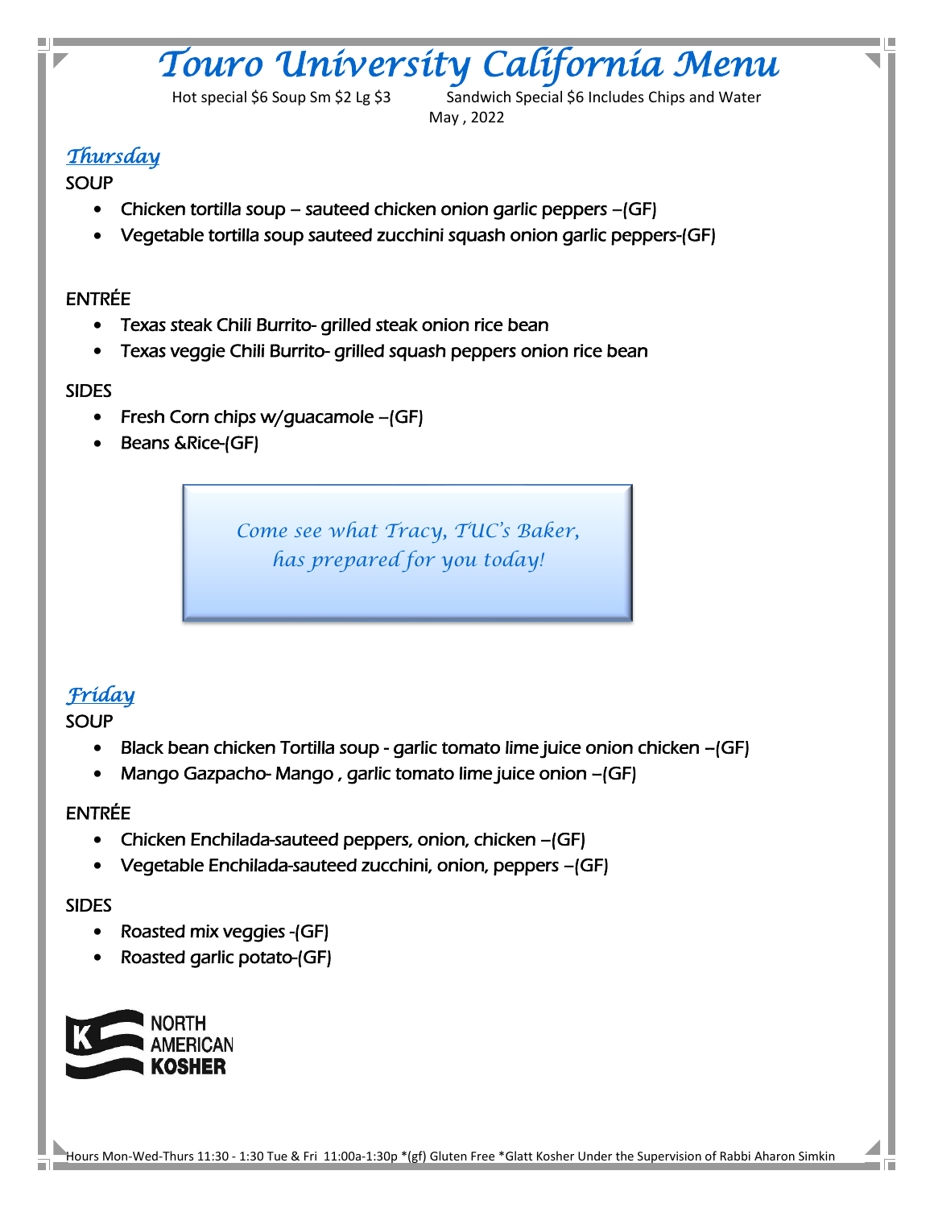# *Touro University California Menu*

Hot special $6 Soup Sm $2 Lg $3 Sandwich Special $6 Includes Chips and Water

May , 2022

## *Thursday*

SOUP

- Chicken tortilla soup – sauteed chicken onion garlic peppers –(GF)
- Vegetable tortilla soup sauteed zucchini squash onion garlic peppers-(GF)

ENTRÉE

- Texas steak Chili Burrito- grilled steak onion rice bean
- Texas veggie Chili Burrito- grilled squash peppers onion rice bean

SIDES

- Fresh Corn chips w/guacamole –(GF)
- Beans &Rice-(GF)

*Come see what Tracy, TUC's Baker, has prepared for you today!*

## *Friday*

SOUP

- Black bean chicken Tortilla soup - garlic tomato lime juice onion chicken –(GF)
- Mango Gazpacho- Mango , garlic tomato lime juice onion –(GF)

ENTRÉE

- Chicken Enchilada-sauteed peppers, onion, chicken –(GF)
- Vegetable Enchilada-sauteed zucchini, onion, peppers –(GF)

SIDES

- Roasted mix veggies -(GF)
- Roasted garlic potato-(GF)

K NORTH AMERICAN KOSHER

Hours Mon-Wed-Thurs 11:30 - 1:30 Tue & Fri 11:00a-1:30p *(gf) Gluten Free *Glatt Kosher Under the Supervision of Rabbi Aharon Simkin